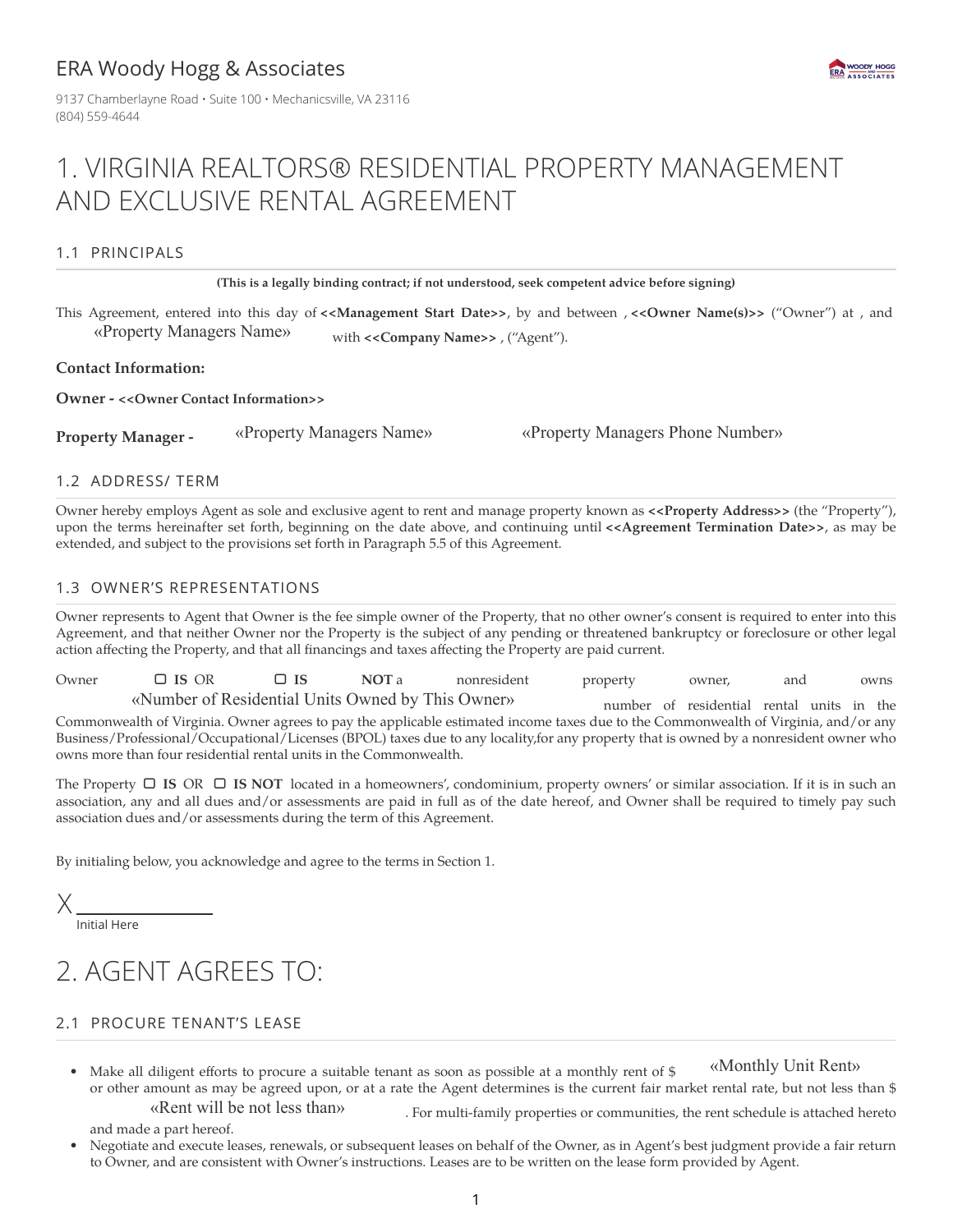ERA Woody Hogg & Associates

9137 Chamberlayne Road • Suite 100 • Mechanicsville, VA 23116
(804) 559-4644

# 1. VIRGINIA REALTORS® RESIDENTIAL PROPERTY MANAGEMENT AND EXCLUSIVE RENTAL AGREEMENT

## 1.1 PRINCIPALS

**(This is a legally binding contract; if not understood, seek competent advice before signing)**

This Agreement, entered into this day of **<<Management Start Date>>**, by and between , **<<Owner Name(s)>>** ("Owner") at , and «Property Managers Name» with **<<Company Name>>** , ("Agent").

**Contact Information:**

**Owner - <<Owner Contact Information>>**

**Property Manager -** «Property Managers Name» «Property Managers Phone Number»

## 1.2 ADDRESS/ TERM

Owner hereby employs Agent as sole and exclusive agent to rent and manage property known as **<<Property Address>>** (the "Property"), upon the terms hereinafter set forth, beginning on the date above, and continuing until **<<Agreement Termination Date>>**, as may be extended, and subject to the provisions set forth in Paragraph 5.5 of this Agreement.

## 1.3 OWNER'S REPRESENTATIONS

Owner represents to Agent that Owner is the fee simple owner of the Property, that no other owner's consent is required to enter into this Agreement, and that neither Owner nor the Property is the subject of any pending or threatened bankruptcy or foreclosure or other legal action affecting the Property, and that all financings and taxes affecting the Property are paid current.

Owner ☐ **IS** OR ☐ **IS NOT** a nonresident property owner, and owns «Number of Residential Units Owned by This Owner» number of residential rental units in the Commonwealth of Virginia. Owner agrees to pay the applicable estimated income taxes due to the Commonwealth of Virginia, and/or any Business/Professional/Occupational/Licenses (BPOL) taxes due to any locality,for any property that is owned by a nonresident owner who owns more than four residential rental units in the Commonwealth.

The Property ☐ **IS** OR ☐ **IS NOT** located in a homeowners', condominium, property owners' or similar association. If it is in such an association, any and all dues and/or assessments are paid in full as of the date hereof, and Owner shall be required to timely pay such association dues and/or assessments during the term of this Agreement.

By initialing below, you acknowledge and agree to the terms in Section 1.

X ______________
Initial Here

# 2. AGENT AGREES TO:

## 2.1 PROCURE TENANT'S LEASE

- Make all diligent efforts to procure a suitable tenant as soon as possible at a monthly rent of $ «Monthly Unit Rent» or other amount as may be agreed upon, or at a rate the Agent determines is the current fair market rental rate, but not less than $ «Rent will be not less than» . For multi-family properties or communities, the rent schedule is attached hereto and made a part hereof.
- Negotiate and execute leases, renewals, or subsequent leases on behalf of the Owner, as in Agent's best judgment provide a fair return to Owner, and are consistent with Owner's instructions. Leases are to be written on the lease form provided by Agent.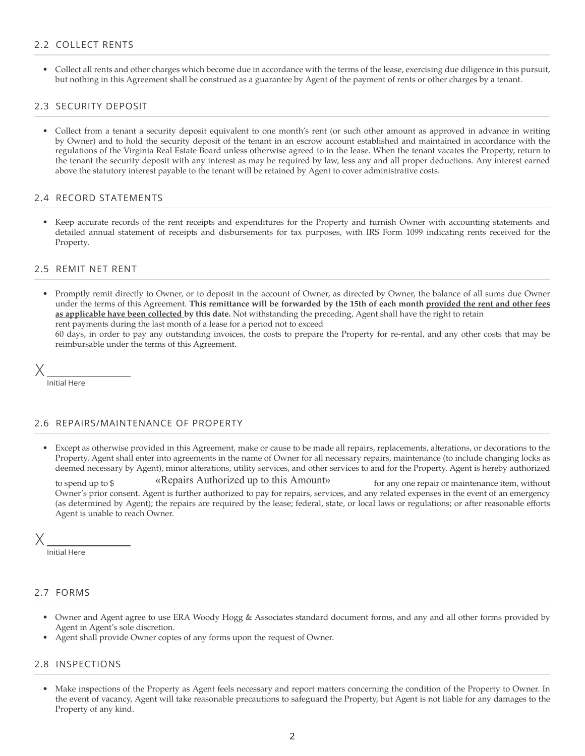## 2.2 COLLECT RENTS

- Collect all rents and other charges which become due in accordance with the terms of the lease, exercising due diligence in this pursuit, but nothing in this Agreement shall be construed as a guarantee by Agent of the payment of rents or other charges by a tenant.

## 2.3 SECURITY DEPOSIT

- Collect from a tenant a security deposit equivalent to one month's rent (or such other amount as approved in advance in writing by Owner) and to hold the security deposit of the tenant in an escrow account established and maintained in accordance with the regulations of the Virginia Real Estate Board unless otherwise agreed to in the lease. When the tenant vacates the Property, return to the tenant the security deposit with any interest as may be required by law, less any and all proper deductions. Any interest earned above the statutory interest payable to the tenant will be retained by Agent to cover administrative costs.

## 2.4 RECORD STATEMENTS

- Keep accurate records of the rent receipts and expenditures for the Property and furnish Owner with accounting statements and detailed annual statement of receipts and disbursements for tax purposes, with IRS Form 1099 indicating rents received for the Property.

## 2.5 REMIT NET RENT

- Promptly remit directly to Owner, or to deposit in the account of Owner, as directed by Owner, the balance of all sums due Owner under the terms of this Agreement. **This remittance will be forwarded by the 15th of each month <u>provided the rent and other fees as applicable have been collected</u> by this date.** Not withstanding the preceding, Agent shall have the right to retain rent payments during the last month of a lease for a period not to exceed 60 days, in order to pay any outstanding invoices, the costs to prepare the Property for re-rental, and any other costs that may be reimbursable under the terms of this Agreement.

X ______________
Initial Here

## 2.6 REPAIRS/MAINTENANCE OF PROPERTY

- Except as otherwise provided in this Agreement, make or cause to be made all repairs, replacements, alterations, or decorations to the Property. Agent shall enter into agreements in the name of Owner for all necessary repairs, maintenance (to include changing locks as deemed necessary by Agent), minor alterations, utility services, and other services to and for the Property. Agent is hereby authorized to spend up to $ «Repairs Authorized up to this Amount» for any one repair or maintenance item, without Owner's prior consent. Agent is further authorized to pay for repairs, services, and any related expenses in the event of an emergency (as determined by Agent); the repairs are required by the lease; federal, state, or local laws or regulations; or after reasonable efforts Agent is unable to reach Owner.

X ______________
Initial Here

## 2.7 FORMS

- Owner and Agent agree to use ERA Woody Hogg & Associates standard document forms, and any and all other forms provided by Agent in Agent's sole discretion.
- Agent shall provide Owner copies of any forms upon the request of Owner.

## 2.8 INSPECTIONS

- Make inspections of the Property as Agent feels necessary and report matters concerning the condition of the Property to Owner. In the event of vacancy, Agent will take reasonable precautions to safeguard the Property, but Agent is not liable for any damages to the Property of any kind.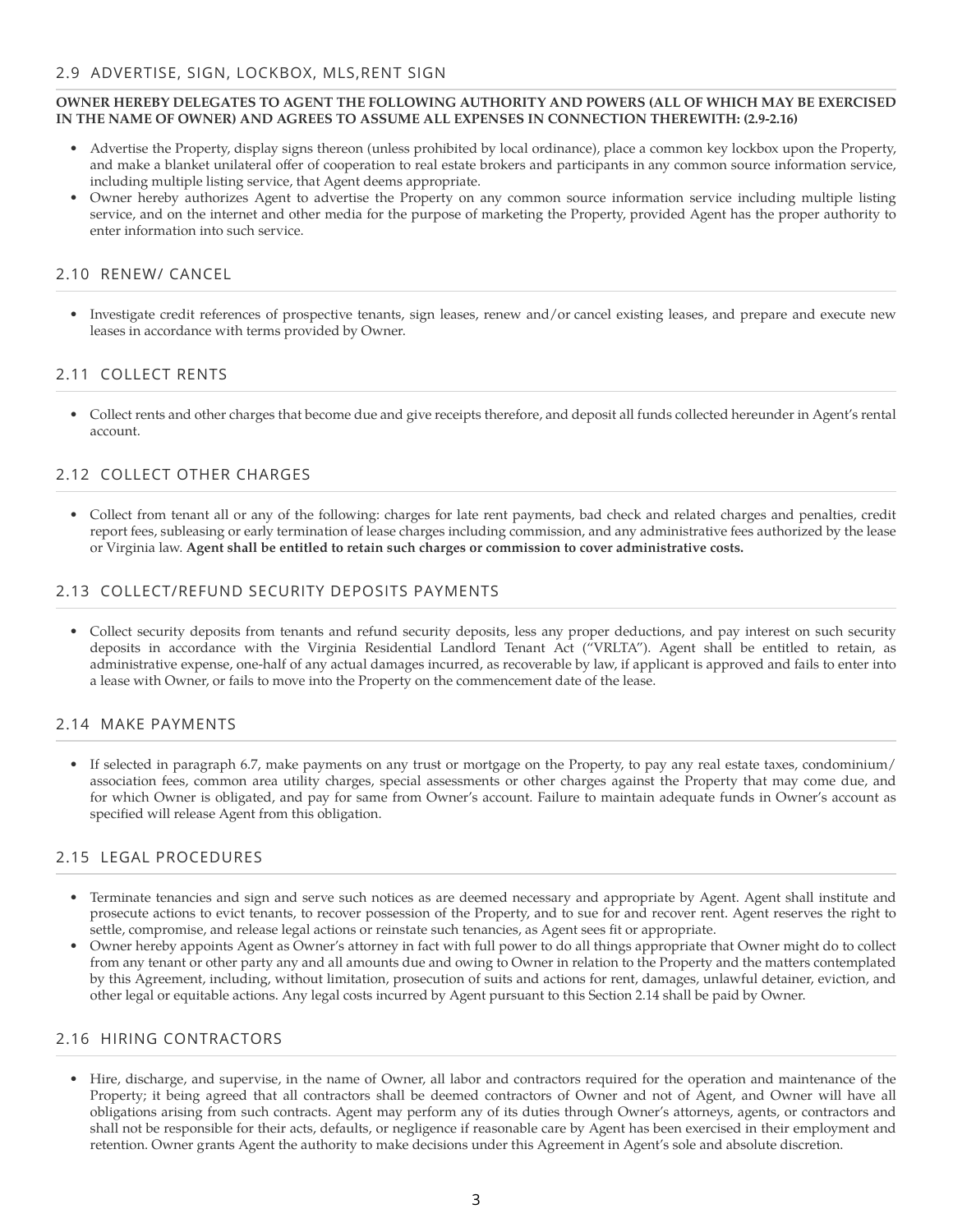## 2.9 ADVERTISE, SIGN, LOCKBOX, MLS,RENT SIGN

**OWNER HEREBY DELEGATES TO AGENT THE FOLLOWING AUTHORITY AND POWERS (ALL OF WHICH MAY BE EXERCISED IN THE NAME OF OWNER) AND AGREES TO ASSUME ALL EXPENSES IN CONNECTION THEREWITH: (2.9-2.16)**

- Advertise the Property, display signs thereon (unless prohibited by local ordinance), place a common key lockbox upon the Property, and make a blanket unilateral offer of cooperation to real estate brokers and participants in any common source information service, including multiple listing service, that Agent deems appropriate.
- Owner hereby authorizes Agent to advertise the Property on any common source information service including multiple listing service, and on the internet and other media for the purpose of marketing the Property, provided Agent has the proper authority to enter information into such service.

## 2.10 RENEW/ CANCEL

- Investigate credit references of prospective tenants, sign leases, renew and/or cancel existing leases, and prepare and execute new leases in accordance with terms provided by Owner.

## 2.11 COLLECT RENTS

- Collect rents and other charges that become due and give receipts therefore, and deposit all funds collected hereunder in Agent's rental account.

## 2.12 COLLECT OTHER CHARGES

- Collect from tenant all or any of the following: charges for late rent payments, bad check and related charges and penalties, credit report fees, subleasing or early termination of lease charges including commission, and any administrative fees authorized by the lease or Virginia law. **Agent shall be entitled to retain such charges or commission to cover administrative costs.**

## 2.13 COLLECT/REFUND SECURITY DEPOSITS PAYMENTS

- Collect security deposits from tenants and refund security deposits, less any proper deductions, and pay interest on such security deposits in accordance with the Virginia Residential Landlord Tenant Act ("VRLTA"). Agent shall be entitled to retain, as administrative expense, one-half of any actual damages incurred, as recoverable by law, if applicant is approved and fails to enter into a lease with Owner, or fails to move into the Property on the commencement date of the lease.

## 2.14 MAKE PAYMENTS

- If selected in paragraph 6.7, make payments on any trust or mortgage on the Property, to pay any real estate taxes, condominium/association fees, common area utility charges, special assessments or other charges against the Property that may come due, and for which Owner is obligated, and pay for same from Owner's account. Failure to maintain adequate funds in Owner's account as specified will release Agent from this obligation.

## 2.15 LEGAL PROCEDURES

- Terminate tenancies and sign and serve such notices as are deemed necessary and appropriate by Agent. Agent shall institute and prosecute actions to evict tenants, to recover possession of the Property, and to sue for and recover rent. Agent reserves the right to settle, compromise, and release legal actions or reinstate such tenancies, as Agent sees fit or appropriate.
- Owner hereby appoints Agent as Owner's attorney in fact with full power to do all things appropriate that Owner might do to collect from any tenant or other party any and all amounts due and owing to Owner in relation to the Property and the matters contemplated by this Agreement, including, without limitation, prosecution of suits and actions for rent, damages, unlawful detainer, eviction, and other legal or equitable actions. Any legal costs incurred by Agent pursuant to this Section 2.14 shall be paid by Owner.

## 2.16 HIRING CONTRACTORS

- Hire, discharge, and supervise, in the name of Owner, all labor and contractors required for the operation and maintenance of the Property; it being agreed that all contractors shall be deemed contractors of Owner and not of Agent, and Owner will have all obligations arising from such contracts. Agent may perform any of its duties through Owner's attorneys, agents, or contractors and shall not be responsible for their acts, defaults, or negligence if reasonable care by Agent has been exercised in their employment and retention. Owner grants Agent the authority to make decisions under this Agreement in Agent's sole and absolute discretion.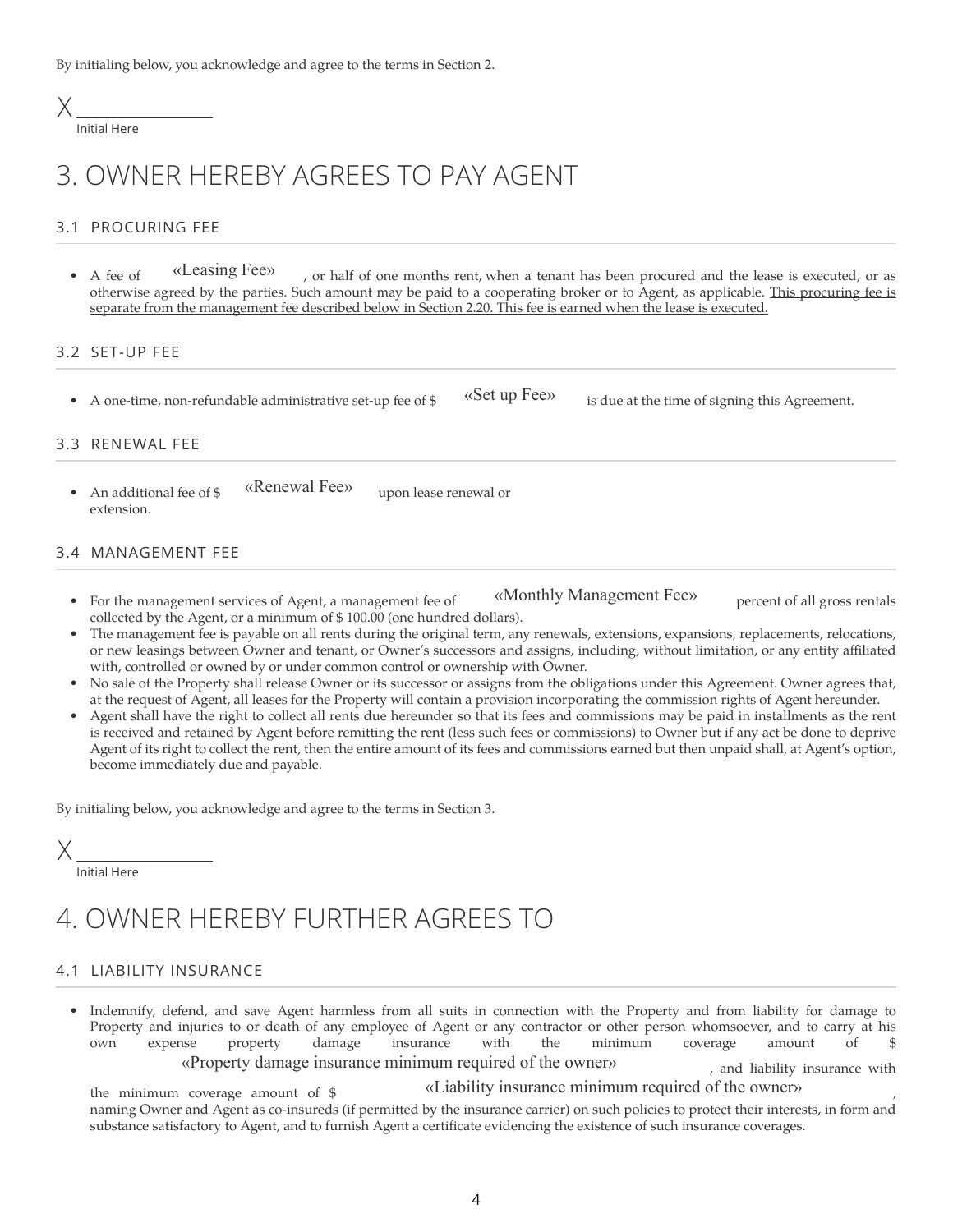By initialing below, you acknowledge and agree to the terms in Section 2.

X \_\_\_\_\_\_\_\_\_\_\_\_\_\_\_\_
Initial Here

# 3. OWNER HEREBY AGREES TO PAY AGENT

## 3.1 PROCURING FEE

- A fee of «Leasing Fee» , or half of one months rent, when a tenant has been procured and the lease is executed, or as otherwise agreed by the parties. Such amount may be paid to a cooperating broker or to Agent, as applicable. <u>This procuring fee is separate from the management fee described below in Section 2.20. This fee is earned when the lease is executed.</u>

## 3.2 SET-UP FEE

- A one-time, non-refundable administrative set-up fee of $ «Set up Fee» is due at the time of signing this Agreement.

## 3.3 RENEWAL FEE

- An additional fee of $ «Renewal Fee» upon lease renewal or extension.

## 3.4 MANAGEMENT FEE

- For the management services of Agent, a management fee of «Monthly Management Fee» percent of all gross rentals collected by the Agent, or a minimum of $ 100.00 (one hundred dollars).
- The management fee is payable on all rents during the original term, any renewals, extensions, expansions, replacements, relocations, or new leasings between Owner and tenant, or Owner's successors and assigns, including, without limitation, or any entity affiliated with, controlled or owned by or under common control or ownership with Owner.
- No sale of the Property shall release Owner or its successor or assigns from the obligations under this Agreement. Owner agrees that, at the request of Agent, all leases for the Property will contain a provision incorporating the commission rights of Agent hereunder.
- Agent shall have the right to collect all rents due hereunder so that its fees and commissions may be paid in installments as the rent is received and retained by Agent before remitting the rent (less such fees or commissions) to Owner but if any act be done to deprive Agent of its right to collect the rent, then the entire amount of its fees and commissions earned but then unpaid shall, at Agent's option, become immediately due and payable.

By initialing below, you acknowledge and agree to the terms in Section 3.

X \_\_\_\_\_\_\_\_\_\_\_\_\_\_\_\_
Initial Here

# 4. OWNER HEREBY FURTHER AGREES TO

## 4.1 LIABILITY INSURANCE

- Indemnify, defend, and save Agent harmless from all suits in connection with the Property and from liability for damage to Property and injuries to or death of any employee of Agent or any contractor or other person whomsoever, and to carry at his own expense property damage insurance with the minimum coverage amount of $ «Property damage insurance minimum required of the owner» , and liability insurance with the minimum coverage amount of $ «Liability insurance minimum required of the owner» , naming Owner and Agent as co-insureds (if permitted by the insurance carrier) on such policies to protect their interests, in form and substance satisfactory to Agent, and to furnish Agent a certificate evidencing the existence of such insurance coverages.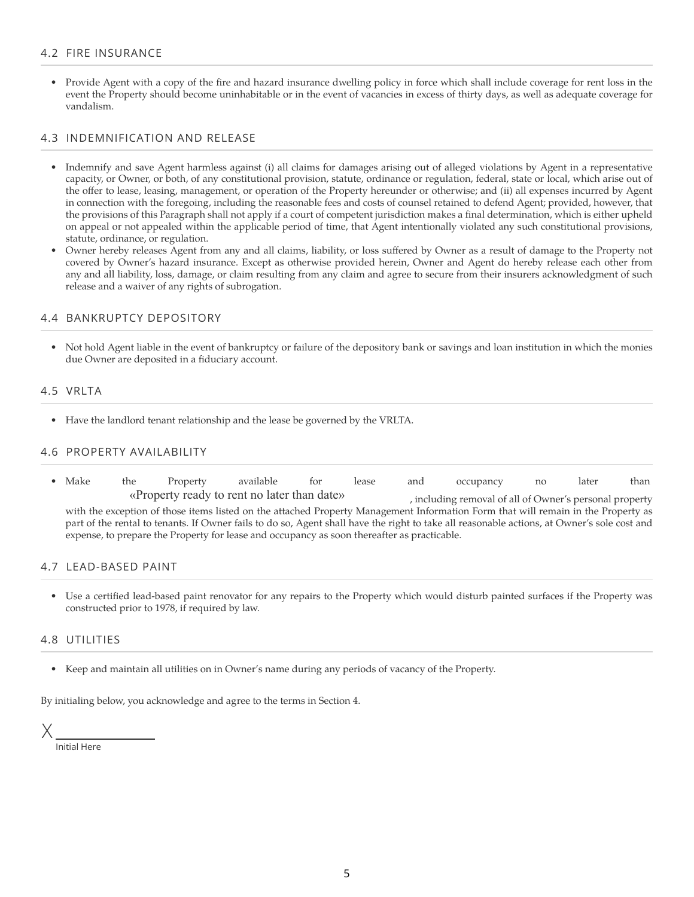## 4.2 FIRE INSURANCE

- Provide Agent with a copy of the fire and hazard insurance dwelling policy in force which shall include coverage for rent loss in the event the Property should become uninhabitable or in the event of vacancies in excess of thirty days, as well as adequate coverage for vandalism.

## 4.3 INDEMNIFICATION AND RELEASE

- Indemnify and save Agent harmless against (i) all claims for damages arising out of alleged violations by Agent in a representative capacity, or Owner, or both, of any constitutional provision, statute, ordinance or regulation, federal, state or local, which arise out of the offer to lease, leasing, management, or operation of the Property hereunder or otherwise; and (ii) all expenses incurred by Agent in connection with the foregoing, including the reasonable fees and costs of counsel retained to defend Agent; provided, however, that the provisions of this Paragraph shall not apply if a court of competent jurisdiction makes a final determination, which is either upheld on appeal or not appealed within the applicable period of time, that Agent intentionally violated any such constitutional provisions, statute, ordinance, or regulation.
- Owner hereby releases Agent from any and all claims, liability, or loss suffered by Owner as a result of damage to the Property not covered by Owner's hazard insurance. Except as otherwise provided herein, Owner and Agent do hereby release each other from any and all liability, loss, damage, or claim resulting from any claim and agree to secure from their insurers acknowledgment of such release and a waiver of any rights of subrogation.

## 4.4 BANKRUPTCY DEPOSITORY

- Not hold Agent liable in the event of bankruptcy or failure of the depository bank or savings and loan institution in which the monies due Owner are deposited in a fiduciary account.

## 4.5 VRLTA

- Have the landlord tenant relationship and the lease be governed by the VRLTA.

## 4.6 PROPERTY AVAILABILITY

- Make the Property available for lease and occupancy no later than «Property ready to rent no later than date», including removal of all of Owner's personal property with the exception of those items listed on the attached Property Management Information Form that will remain in the Property as part of the rental to tenants. If Owner fails to do so, Agent shall have the right to take all reasonable actions, at Owner's sole cost and expense, to prepare the Property for lease and occupancy as soon thereafter as practicable.

## 4.7 LEAD-BASED PAINT

- Use a certified lead-based paint renovator for any repairs to the Property which would disturb painted surfaces if the Property was constructed prior to 1978, if required by law.

## 4.8 UTILITIES

- Keep and maintain all utilities on in Owner's name during any periods of vacancy of the Property.

By initialing below, you acknowledge and agree to the terms in Section 4.

X ________________

Initial Here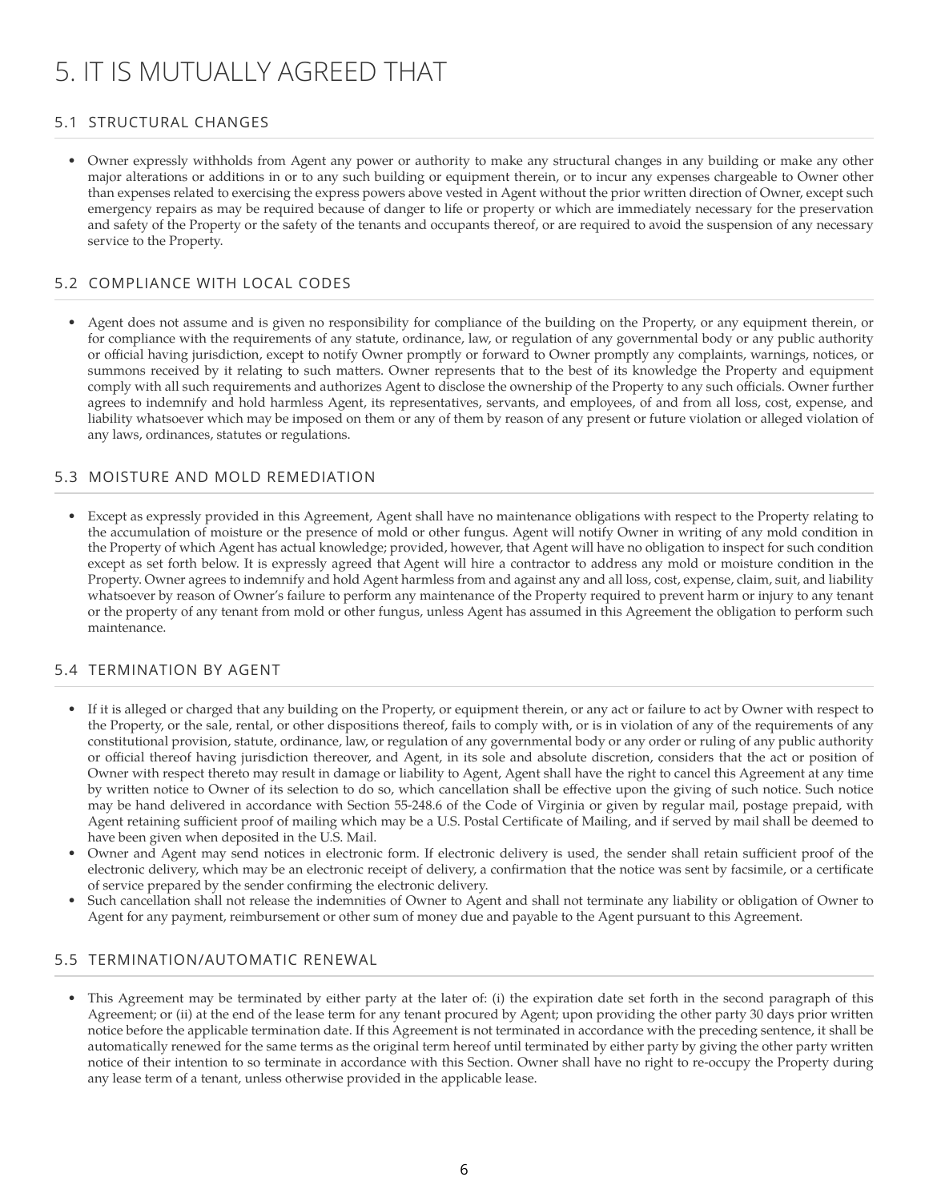# 5. IT IS MUTUALLY AGREED THAT

## 5.1 STRUCTURAL CHANGES

- Owner expressly withholds from Agent any power or authority to make any structural changes in any building or make any other major alterations or additions in or to any such building or equipment therein, or to incur any expenses chargeable to Owner other than expenses related to exercising the express powers above vested in Agent without the prior written direction of Owner, except such emergency repairs as may be required because of danger to life or property or which are immediately necessary for the preservation and safety of the Property or the safety of the tenants and occupants thereof, or are required to avoid the suspension of any necessary service to the Property.

## 5.2 COMPLIANCE WITH LOCAL CODES

- Agent does not assume and is given no responsibility for compliance of the building on the Property, or any equipment therein, or for compliance with the requirements of any statute, ordinance, law, or regulation of any governmental body or any public authority or official having jurisdiction, except to notify Owner promptly or forward to Owner promptly any complaints, warnings, notices, or summons received by it relating to such matters. Owner represents that to the best of its knowledge the Property and equipment comply with all such requirements and authorizes Agent to disclose the ownership of the Property to any such officials. Owner further agrees to indemnify and hold harmless Agent, its representatives, servants, and employees, of and from all loss, cost, expense, and liability whatsoever which may be imposed on them or any of them by reason of any present or future violation or alleged violation of any laws, ordinances, statutes or regulations.

## 5.3 MOISTURE AND MOLD REMEDIATION

- Except as expressly provided in this Agreement, Agent shall have no maintenance obligations with respect to the Property relating to the accumulation of moisture or the presence of mold or other fungus. Agent will notify Owner in writing of any mold condition in the Property of which Agent has actual knowledge; provided, however, that Agent will have no obligation to inspect for such condition except as set forth below. It is expressly agreed that Agent will hire a contractor to address any mold or moisture condition in the Property. Owner agrees to indemnify and hold Agent harmless from and against any and all loss, cost, expense, claim, suit, and liability whatsoever by reason of Owner's failure to perform any maintenance of the Property required to prevent harm or injury to any tenant or the property of any tenant from mold or other fungus, unless Agent has assumed in this Agreement the obligation to perform such maintenance.

## 5.4 TERMINATION BY AGENT

- If it is alleged or charged that any building on the Property, or equipment therein, or any act or failure to act by Owner with respect to the Property, or the sale, rental, or other dispositions thereof, fails to comply with, or is in violation of any of the requirements of any constitutional provision, statute, ordinance, law, or regulation of any governmental body or any order or ruling of any public authority or official thereof having jurisdiction thereover, and Agent, in its sole and absolute discretion, considers that the act or position of Owner with respect thereto may result in damage or liability to Agent, Agent shall have the right to cancel this Agreement at any time by written notice to Owner of its selection to do so, which cancellation shall be effective upon the giving of such notice. Such notice may be hand delivered in accordance with Section 55-248.6 of the Code of Virginia or given by regular mail, postage prepaid, with Agent retaining sufficient proof of mailing which may be a U.S. Postal Certificate of Mailing, and if served by mail shall be deemed to have been given when deposited in the U.S. Mail.
- Owner and Agent may send notices in electronic form. If electronic delivery is used, the sender shall retain sufficient proof of the electronic delivery, which may be an electronic receipt of delivery, a confirmation that the notice was sent by facsimile, or a certificate of service prepared by the sender confirming the electronic delivery.
- Such cancellation shall not release the indemnities of Owner to Agent and shall not terminate any liability or obligation of Owner to Agent for any payment, reimbursement or other sum of money due and payable to the Agent pursuant to this Agreement.

## 5.5 TERMINATION/AUTOMATIC RENEWAL

- This Agreement may be terminated by either party at the later of: (i) the expiration date set forth in the second paragraph of this Agreement; or (ii) at the end of the lease term for any tenant procured by Agent; upon providing the other party 30 days prior written notice before the applicable termination date. If this Agreement is not terminated in accordance with the preceding sentence, it shall be automatically renewed for the same terms as the original term hereof until terminated by either party by giving the other party written notice of their intention to so terminate in accordance with this Section. Owner shall have no right to re-occupy the Property during any lease term of a tenant, unless otherwise provided in the applicable lease.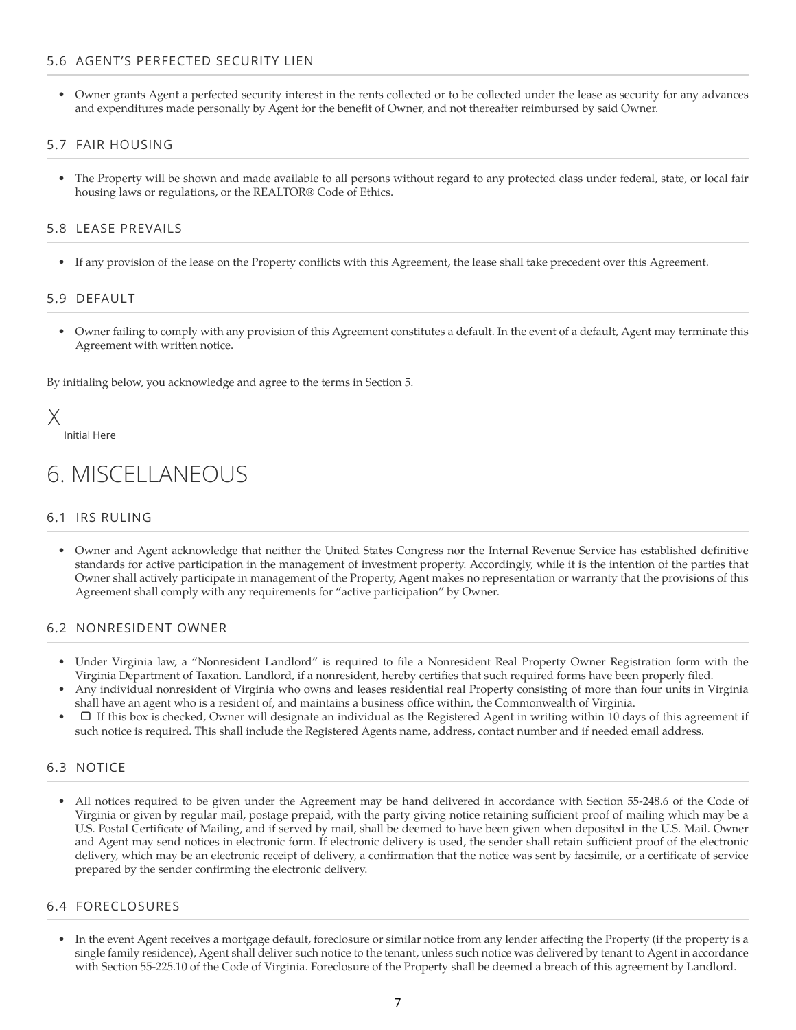### 5.6 AGENT'S PERFECTED SECURITY LIEN

- Owner grants Agent a perfected security interest in the rents collected or to be collected under the lease as security for any advances and expenditures made personally by Agent for the benefit of Owner, and not thereafter reimbursed by said Owner.

### 5.7 FAIR HOUSING

- The Property will be shown and made available to all persons without regard to any protected class under federal, state, or local fair housing laws or regulations, or the REALTOR® Code of Ethics.

### 5.8 LEASE PREVAILS

- If any provision of the lease on the Property conflicts with this Agreement, the lease shall take precedent over this Agreement.

### 5.9 DEFAULT

- Owner failing to comply with any provision of this Agreement constitutes a default. In the event of a default, Agent may terminate this Agreement with written notice.

By initialing below, you acknowledge and agree to the terms in Section 5.

X ______________
Initial Here

# 6. MISCELLANEOUS

### 6.1 IRS RULING

- Owner and Agent acknowledge that neither the United States Congress nor the Internal Revenue Service has established definitive standards for active participation in the management of investment property. Accordingly, while it is the intention of the parties that Owner shall actively participate in management of the Property, Agent makes no representation or warranty that the provisions of this Agreement shall comply with any requirements for "active participation" by Owner.

### 6.2 NONRESIDENT OWNER

- Under Virginia law, a "Nonresident Landlord" is required to file a Nonresident Real Property Owner Registration form with the Virginia Department of Taxation. Landlord, if a nonresident, hereby certifies that such required forms have been properly filed.
- Any individual nonresident of Virginia who owns and leases residential real Property consisting of more than four units in Virginia shall have an agent who is a resident of, and maintains a business office within, the Commonwealth of Virginia.
- ☐ If this box is checked, Owner will designate an individual as the Registered Agent in writing within 10 days of this agreement if such notice is required. This shall include the Registered Agents name, address, contact number and if needed email address.

### 6.3 NOTICE

- All notices required to be given under the Agreement may be hand delivered in accordance with Section 55-248.6 of the Code of Virginia or given by regular mail, postage prepaid, with the party giving notice retaining sufficient proof of mailing which may be a U.S. Postal Certificate of Mailing, and if served by mail, shall be deemed to have been given when deposited in the U.S. Mail. Owner and Agent may send notices in electronic form. If electronic delivery is used, the sender shall retain sufficient proof of the electronic delivery, which may be an electronic receipt of delivery, a confirmation that the notice was sent by facsimile, or a certificate of service prepared by the sender confirming the electronic delivery.

### 6.4 FORECLOSURES

- In the event Agent receives a mortgage default, foreclosure or similar notice from any lender affecting the Property (if the property is a single family residence), Agent shall deliver such notice to the tenant, unless such notice was delivered by tenant to Agent in accordance with Section 55-225.10 of the Code of Virginia. Foreclosure of the Property shall be deemed a breach of this agreement by Landlord.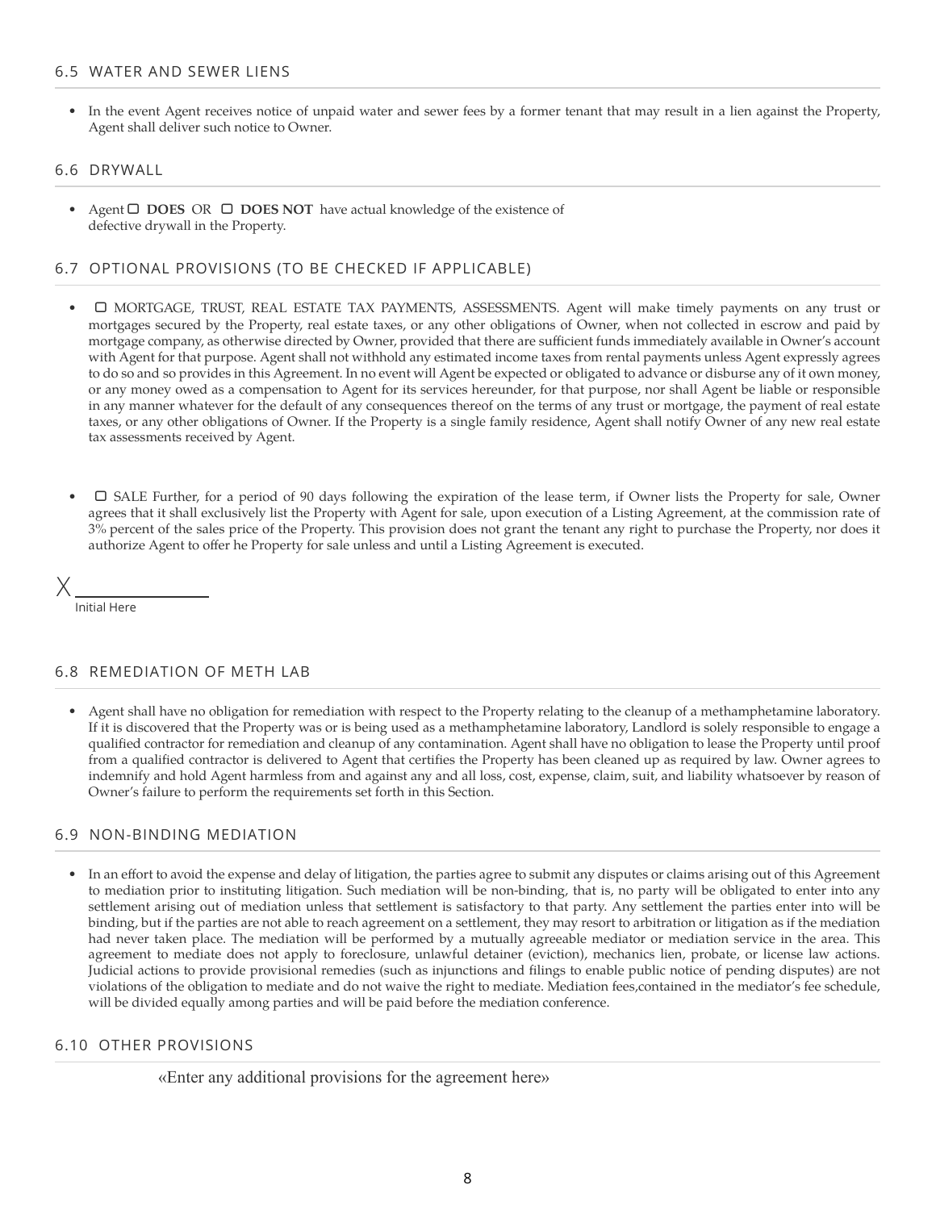## 6.5 WATER AND SEWER LIENS

- In the event Agent receives notice of unpaid water and sewer fees by a former tenant that may result in a lien against the Property, Agent shall deliver such notice to Owner.

## 6.6 DRYWALL

- Agent ☐ **DOES** OR ☐ **DOES NOT** have actual knowledge of the existence of defective drywall in the Property.

## 6.7 OPTIONAL PROVISIONS (TO BE CHECKED IF APPLICABLE)

- ☐ MORTGAGE, TRUST, REAL ESTATE TAX PAYMENTS, ASSESSMENTS. Agent will make timely payments on any trust or mortgages secured by the Property, real estate taxes, or any other obligations of Owner, when not collected in escrow and paid by mortgage company, as otherwise directed by Owner, provided that there are sufficient funds immediately available in Owner's account with Agent for that purpose. Agent shall not withhold any estimated income taxes from rental payments unless Agent expressly agrees to do so and so provides in this Agreement. In no event will Agent be expected or obligated to advance or disburse any of it own money, or any money owed as a compensation to Agent for its services hereunder, for that purpose, nor shall Agent be liable or responsible in any manner whatever for the default of any consequences thereof on the terms of any trust or mortgage, the payment of real estate taxes, or any other obligations of Owner. If the Property is a single family residence, Agent shall notify Owner of any new real estate tax assessments received by Agent.

- ☐ SALE Further, for a period of 90 days following the expiration of the lease term, if Owner lists the Property for sale, Owner agrees that it shall exclusively list the Property with Agent for sale, upon execution of a Listing Agreement, at the commission rate of 3% percent of the sales price of the Property. This provision does not grant the tenant any right to purchase the Property, nor does it authorize Agent to offer he Property for sale unless and until a Listing Agreement is executed.

X ______________
Initial Here

## 6.8 REMEDIATION OF METH LAB

- Agent shall have no obligation for remediation with respect to the Property relating to the cleanup of a methamphetamine laboratory. If it is discovered that the Property was or is being used as a methamphetamine laboratory, Landlord is solely responsible to engage a qualified contractor for remediation and cleanup of any contamination. Agent shall have no obligation to lease the Property until proof from a qualified contractor is delivered to Agent that certifies the Property has been cleaned up as required by law. Owner agrees to indemnify and hold Agent harmless from and against any and all loss, cost, expense, claim, suit, and liability whatsoever by reason of Owner's failure to perform the requirements set forth in this Section.

## 6.9 NON-BINDING MEDIATION

- In an effort to avoid the expense and delay of litigation, the parties agree to submit any disputes or claims arising out of this Agreement to mediation prior to instituting litigation. Such mediation will be non-binding, that is, no party will be obligated to enter into any settlement arising out of mediation unless that settlement is satisfactory to that party. Any settlement the parties enter into will be binding, but if the parties are not able to reach agreement on a settlement, they may resort to arbitration or litigation as if the mediation had never taken place. The mediation will be performed by a mutually agreeable mediator or mediation service in the area. This agreement to mediate does not apply to foreclosure, unlawful detainer (eviction), mechanics lien, probate, or license law actions. Judicial actions to provide provisional remedies (such as injunctions and filings to enable public notice of pending disputes) are not violations of the obligation to mediate and do not waive the right to mediate. Mediation fees,contained in the mediator's fee schedule, will be divided equally among parties and will be paid before the mediation conference.

## 6.10 OTHER PROVISIONS

«Enter any additional provisions for the agreement here»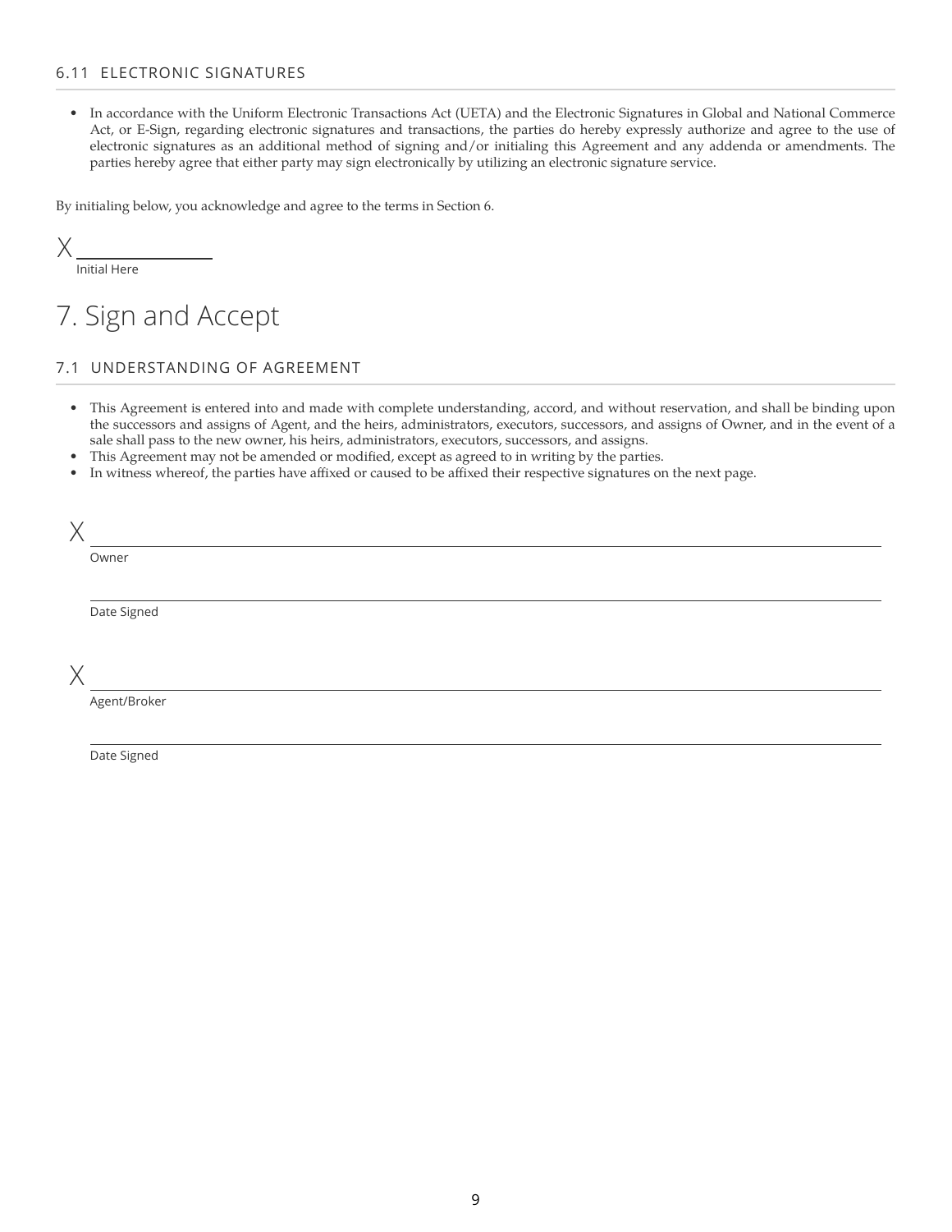### 6.11 ELECTRONIC SIGNATURES

- In accordance with the Uniform Electronic Transactions Act (UETA) and the Electronic Signatures in Global and National Commerce Act, or E-Sign, regarding electronic signatures and transactions, the parties do hereby expressly authorize and agree to the use of electronic signatures as an additional method of signing and/or initialing this Agreement and any addenda or amendments. The parties hereby agree that either party may sign electronically by utilizing an electronic signature service.

By initialing below, you acknowledge and agree to the terms in Section 6.

X ______________

Initial Here

# 7. Sign and Accept

### 7.1 UNDERSTANDING OF AGREEMENT

- This Agreement is entered into and made with complete understanding, accord, and without reservation, and shall be binding upon the successors and assigns of Agent, and the heirs, administrators, executors, successors, and assigns of Owner, and in the event of a sale shall pass to the new owner, his heirs, administrators, executors, successors, and assigns.
- This Agreement may not be amended or modified, except as agreed to in writing by the parties.
- In witness whereof, the parties have affixed or caused to be affixed their respective signatures on the next page.

X ______________________________

Owner

______________________________

Date Signed

X ______________________________

Agent/Broker

______________________________

Date Signed